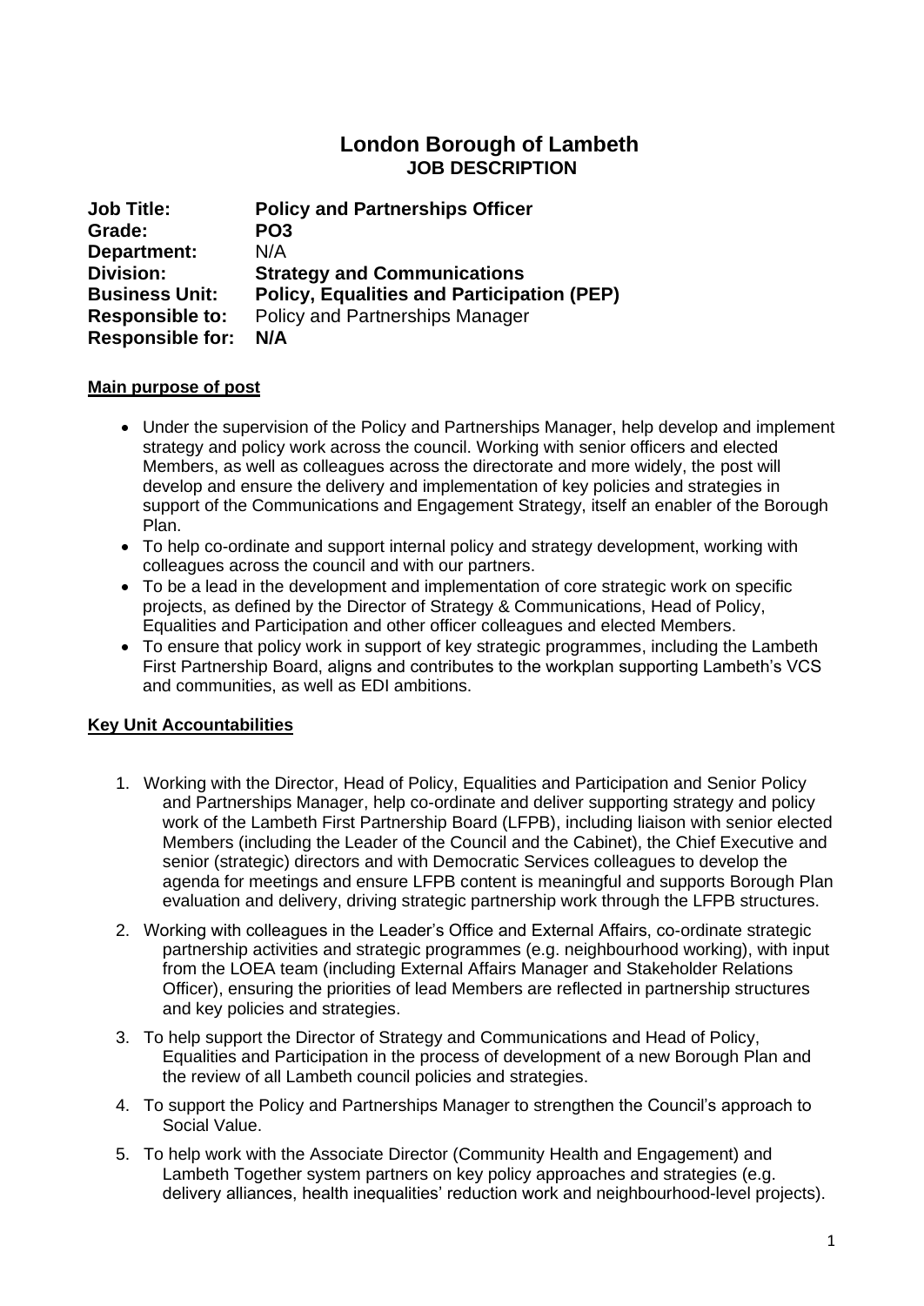# London Borough of Lambeth
## JOB DESCRIPTION

| | |
|---|---|
| **Job Title:** | **Policy and Partnerships Officer** |
| **Grade:** | **PO3** |
| **Department:** | N/A |
| **Division:** | **Strategy and Communications** |
| **Business Unit:** | **Policy, Equalities and Participation (PEP)** |
| **Responsible to:** | Policy and Partnerships Manager |
| **Responsible for:** | **N/A** |

### Main purpose of post

- Under the supervision of the Policy and Partnerships Manager, help develop and implement strategy and policy work across the council. Working with senior officers and elected Members, as well as colleagues across the directorate and more widely, the post will develop and ensure the delivery and implementation of key policies and strategies in support of the Communications and Engagement Strategy, itself an enabler of the Borough Plan.
- To help co-ordinate and support internal policy and strategy development, working with colleagues across the council and with our partners.
- To be a lead in the development and implementation of core strategic work on specific projects, as defined by the Director of Strategy & Communications, Head of Policy, Equalities and Participation and other officer colleagues and elected Members.
- To ensure that policy work in support of key strategic programmes, including the Lambeth First Partnership Board, aligns and contributes to the workplan supporting Lambeth's VCS and communities, as well as EDI ambitions.

### Key Unit Accountabilities

1. Working with the Director, Head of Policy, Equalities and Participation and Senior Policy and Partnerships Manager, help co-ordinate and deliver supporting strategy and policy work of the Lambeth First Partnership Board (LFPB), including liaison with senior elected Members (including the Leader of the Council and the Cabinet), the Chief Executive and senior (strategic) directors and with Democratic Services colleagues to develop the agenda for meetings and ensure LFPB content is meaningful and supports Borough Plan evaluation and delivery, driving strategic partnership work through the LFPB structures.
2. Working with colleagues in the Leader's Office and External Affairs, co-ordinate strategic partnership activities and strategic programmes (e.g. neighbourhood working), with input from the LOEA team (including External Affairs Manager and Stakeholder Relations Officer), ensuring the priorities of lead Members are reflected in partnership structures and key policies and strategies.
3. To help support the Director of Strategy and Communications and Head of Policy, Equalities and Participation in the process of development of a new Borough Plan and the review of all Lambeth council policies and strategies.
4. To support the Policy and Partnerships Manager to strengthen the Council's approach to Social Value.
5. To help work with the Associate Director (Community Health and Engagement) and Lambeth Together system partners on key policy approaches and strategies (e.g. delivery alliances, health inequalities' reduction work and neighbourhood-level projects).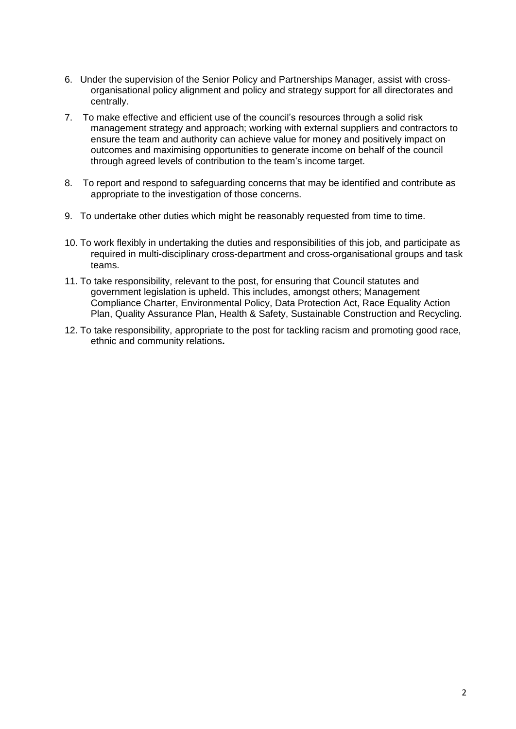6. Under the supervision of the Senior Policy and Partnerships Manager, assist with cross-organisational policy alignment and policy and strategy support for all directorates and centrally.
7. To make effective and efficient use of the council's resources through a solid risk management strategy and approach; working with external suppliers and contractors to ensure the team and authority can achieve value for money and positively impact on outcomes and maximising opportunities to generate income on behalf of the council through agreed levels of contribution to the team's income target.
8. To report and respond to safeguarding concerns that may be identified and contribute as appropriate to the investigation of those concerns.
9. To undertake other duties which might be reasonably requested from time to time.
10. To work flexibly in undertaking the duties and responsibilities of this job, and participate as required in multi-disciplinary cross-department and cross-organisational groups and task teams.
11. To take responsibility, relevant to the post, for ensuring that Council statutes and government legislation is upheld. This includes, amongst others; Management Compliance Charter, Environmental Policy, Data Protection Act, Race Equality Action Plan, Quality Assurance Plan, Health & Safety, Sustainable Construction and Recycling.
12. To take responsibility, appropriate to the post for tackling racism and promoting good race, ethnic and community relations**.**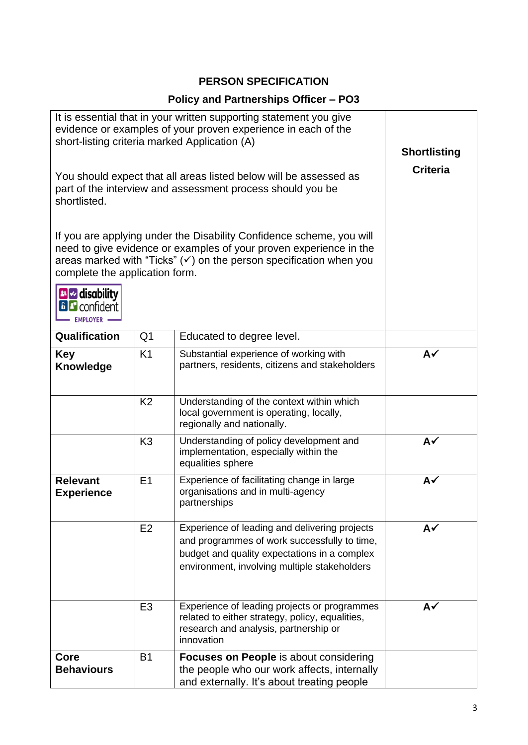## PERSON SPECIFICATION

### Policy and Partnerships Officer – PO3

| It is essential that in your written supporting statement you give evidence or examples of your proven experience in each of the short-listing criteria marked Application (A)<br><br>You should expect that all areas listed below will be assessed as part of the interview and assessment process should you be shortlisted.<br><br>If you are applying under the Disability Confidence scheme, you will need to give evidence or examples of your proven experience in the areas marked with "Ticks" (✓) on the person specification when you complete the application form.<br><br>disability confident EMPLOYER | | | **Shortlisting Criteria** |
|---|---|---|---|
| **Qualification** | Q1 | Educated to degree level. | |
| **Key Knowledge** | K1 | Substantial experience of working with partners, residents, citizens and stakeholders | **A✓** |
| | K2 | Understanding of the context within which local government is operating, locally, regionally and nationally. | |
| | K3 | Understanding of policy development and implementation, especially within the equalities sphere | **A✓** |
| **Relevant Experience** | E1 | Experience of facilitating change in large organisations and in multi-agency partnerships | **A✓** |
| | E2 | Experience of leading and delivering projects and programmes of work successfully to time, budget and quality expectations in a complex environment, involving multiple stakeholders | **A✓** |
| | E3 | Experience of leading projects or programmes related to either strategy, policy, equalities, research and analysis, partnership or innovation | **A✓** |
| **Core Behaviours** | B1 | **Focuses on People** is about considering the people who our work affects, internally and externally. It's about treating people | |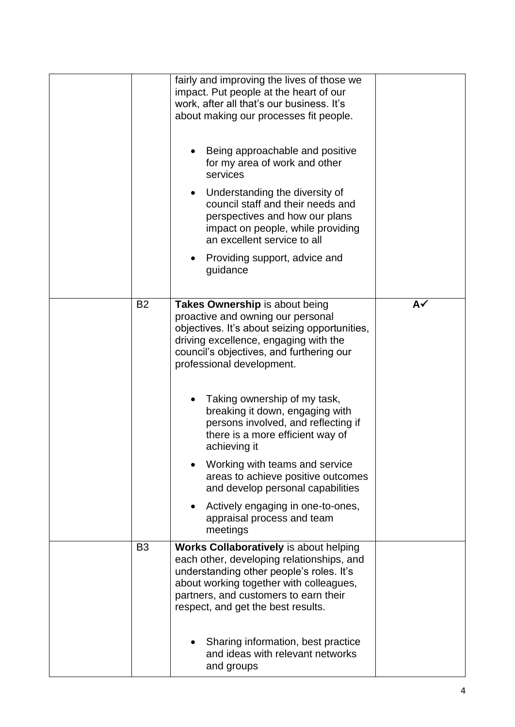| | | | |
|---|---|---|---|
| | | fairly and improving the lives of those we impact. Put people at the heart of our work, after all that's our business. It's about making our processes fit people.<br><br>• Being approachable and positive for my area of work and other services<br>• Understanding the diversity of council staff and their needs and perspectives and how our plans impact on people, while providing an excellent service to all<br>• Providing support, advice and guidance | |
| | B2 | **Takes Ownership** is about being proactive and owning our personal objectives. It's about seizing opportunities, driving excellence, engaging with the council's objectives, and furthering our professional development.<br><br>• Taking ownership of my task, breaking it down, engaging with persons involved, and reflecting if there is a more efficient way of achieving it<br>• Working with teams and service areas to achieve positive outcomes and develop personal capabilities<br>• Actively engaging in one-to-ones, appraisal process and team meetings | A✓ |
| | B3 | **Works Collaboratively** is about helping each other, developing relationships, and understanding other people's roles. It's about working together with colleagues, partners, and customers to earn their respect, and get the best results.<br><br>• Sharing information, best practice and ideas with relevant networks and groups | |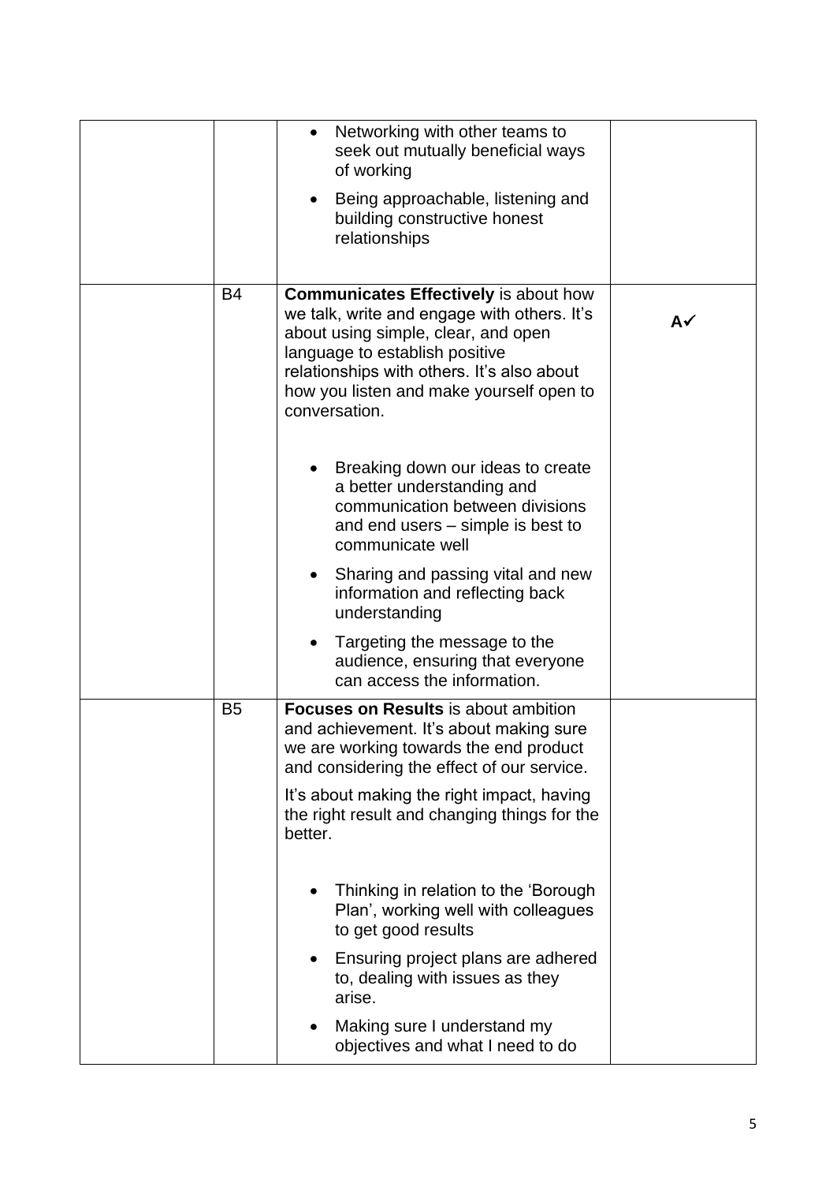| | | | |
|---|---|---|---|
| | | • Networking with other teams to seek out mutually beneficial ways of working<br>• Being approachable, listening and building constructive honest relationships | |
| | B4 | **Communicates Effectively** is about how we talk, write and engage with others. It's about using simple, clear, and open language to establish positive relationships with others. It's also about how you listen and make yourself open to conversation.<br><br>• Breaking down our ideas to create a better understanding and communication between divisions and end users – simple is best to communicate well<br>• Sharing and passing vital and new information and reflecting back understanding<br>• Targeting the message to the audience, ensuring that everyone can access the information. | **A✓** |
| | B5 | **Focuses on Results** is about ambition and achievement. It's about making sure we are working towards the end product and considering the effect of our service.<br><br>It's about making the right impact, having the right result and changing things for the better.<br><br>• Thinking in relation to the 'Borough Plan', working well with colleagues to get good results<br>• Ensuring project plans are adhered to, dealing with issues as they arise.<br>• Making sure I understand my objectives and what I need to do | |